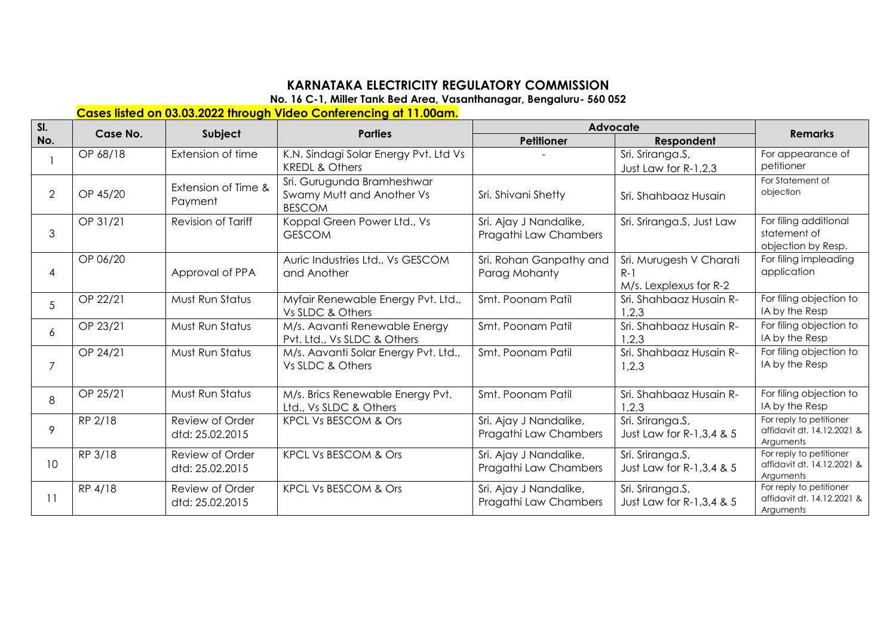# KARNATAKA ELECTRICITY REGULATORY COMMISSION

**No. 16 C-1, Miller Tank Bed Area, Vasanthanagar, Bengaluru- 560 052**

**Cases listed on 03.03.2022 through Video Conferencing at 11.00am.**

| Sl. No. | Case No. | Subject | Parties | Advocate | | Remarks |
|---|---|---|---|---|---|---|
| | | | | **Petitioner** | **Respondent** | |
| 1 | OP 68/18 | Extension of time | K.N. Sindagi Solar Energy Pvt. Ltd Vs KREDL & Others | - | Sri. Sriranga.S, Just Law for R-1,2,3 | For appearance of petitioner |
| 2 | OP 45/20 | Extension of Time & Payment | Sri. Gurugunda Bramheshwar Swamy Mutt and Another Vs BESCOM | Sri. Shivani Shetty | Sri. Shahbaaz Husain | For Statement of objection |
| 3 | OP 31/21 | Revision of Tariff | Koppal Green Power Ltd., Vs GESCOM | Sri. Ajay J Nandalike, Pragathi Law Chambers | Sri. Sriranga.S, Just Law | For filing additional statement of objection by Resp. |
| 4 | OP 06/20 | Approval of PPA | Auric Industries Ltd., Vs GESCOM and Another | Sri. Rohan Ganpathy and Parag Mohanty | Sri. Murugesh V Charati R-1 M/s. Lexplexus for R-2 | For filing impleading application |
| 5 | OP 22/21 | Must Run Status | Myfair Renewable Energy Pvt. Ltd., Vs SLDC & Others | Smt. Poonam Patil | Sri. Shahbaaz Husain R-1,2,3 | For filing objection to IA by the Resp |
| 6 | OP 23/21 | Must Run Status | M/s. Aavanti Renewable Energy Pvt. Ltd., Vs SLDC & Others | Smt. Poonam Patil | Sri. Shahbaaz Husain R-1,2,3 | For filing objection to IA by the Resp |
| 7 | OP 24/21 | Must Run Status | M/s. Aavanti Solar Energy Pvt. Ltd., Vs SLDC & Others | Smt. Poonam Patil | Sri. Shahbaaz Husain R-1,2,3 | For filing objection to IA by the Resp |
| 8 | OP 25/21 | Must Run Status | M/s. Brics Renewable Energy Pvt. Ltd., Vs SLDC & Others | Smt. Poonam Patil | Sri. Shahbaaz Husain R-1,2,3 | For filing objection to IA by the Resp |
| 9 | RP 2/18 | Review of Order dtd: 25.02.2015 | KPCL Vs BESCOM & Ors | Sri. Ajay J Nandalike, Pragathi Law Chambers | Sri. Sriranga.S, Just Law for R-1,3,4 & 5 | For reply to petitioner affidavit dt. 14.12.2021 & Arguments |
| 10 | RP 3/18 | Review of Order dtd: 25.02.2015 | KPCL Vs BESCOM & Ors | Sri. Ajay J Nandalike, Pragathi Law Chambers | Sri. Sriranga.S, Just Law for R-1,3,4 & 5 | For reply to petitioner affidavit dt. 14.12.2021 & Arguments |
| 11 | RP 4/18 | Review of Order dtd: 25.02.2015 | KPCL Vs BESCOM & Ors | Sri. Ajay J Nandalike, Pragathi Law Chambers | Sri. Sriranga.S, Just Law for R-1,3,4 & 5 | For reply to petitioner affidavit dt. 14.12.2021 & Arguments |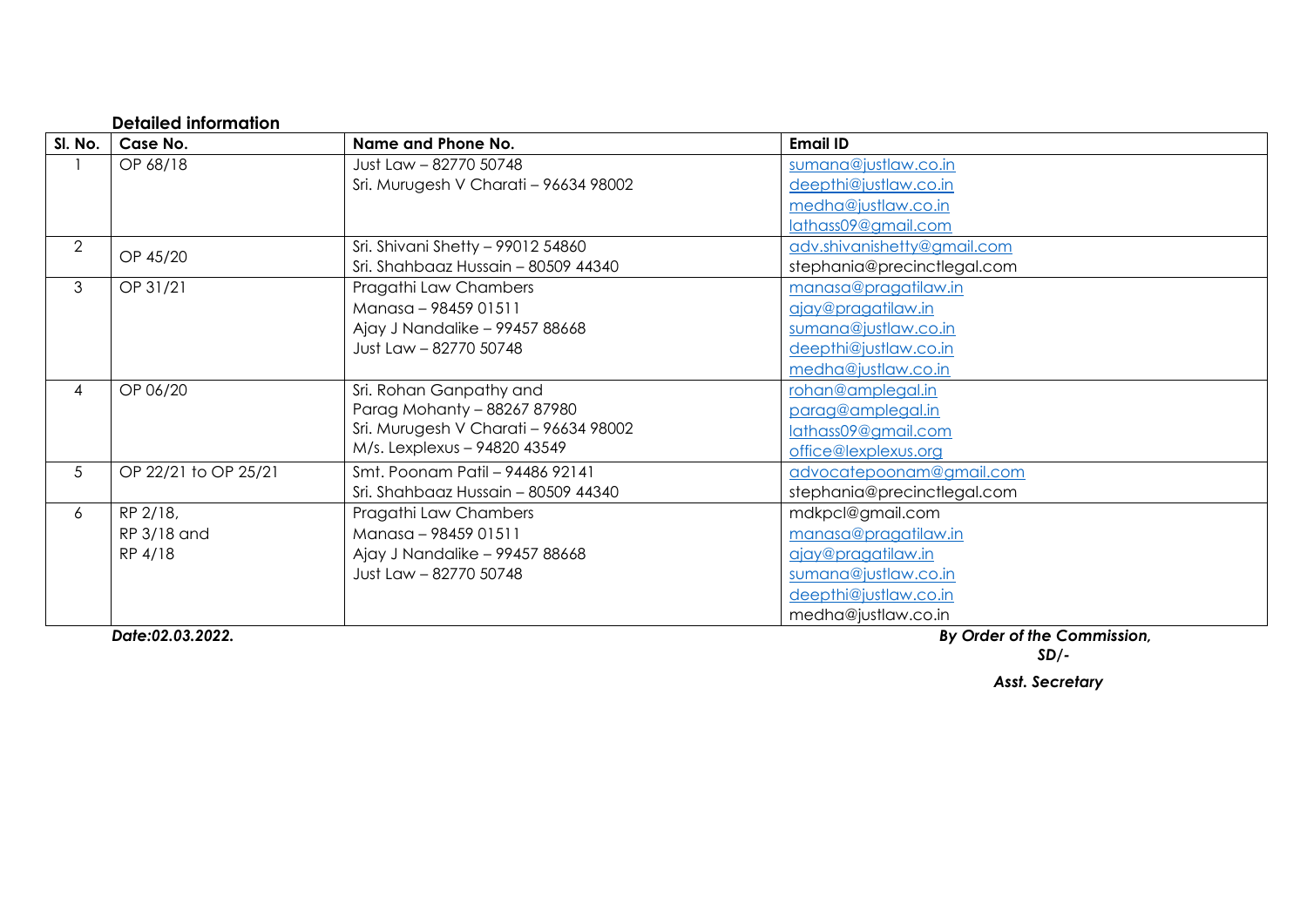**Detailed information**

| Sl. No. | Case No. | Name and Phone No. | Email ID |
|---|---|---|---|
| 1 | OP 68/18 | Just Law – 82770 50748<br>Sri. Murugesh V Charati – 96634 98002 | sumana@justlaw.co.in<br>deepthi@justlaw.co.in<br>medha@justlaw.co.in<br>lathass09@gmail.com |
| 2 | OP 45/20 | Sri. Shivani Shetty – 99012 54860<br>Sri. Shahbaaz Hussain – 80509 44340 | adv.shivanishetty@gmail.com<br>stephania@precinctlegal.com |
| 3 | OP 31/21 | Pragathi Law Chambers<br>Manasa – 98459 01511<br>Ajay J Nandalike – 99457 88668<br>Just Law – 82770 50748 | manasa@pragatilaw.in<br>ajay@pragatilaw.in<br>sumana@justlaw.co.in<br>deepthi@justlaw.co.in<br>medha@justlaw.co.in |
| 4 | OP 06/20 | Sri. Rohan Ganpathy and<br>Parag Mohanty – 88267 87980<br>Sri. Murugesh V Charati – 96634 98002<br>M/s. Lexplexus – 94820 43549 | rohan@amplegal.in<br>parag@amplegal.in<br>lathass09@gmail.com<br>office@lexplexus.org |
| 5 | OP 22/21 to OP 25/21 | Smt. Poonam Patil – 94486 92141<br>Sri. Shahbaaz Hussain – 80509 44340 | advocatepoonam@gmail.com<br>stephania@precinctlegal.com |
| 6 | RP 2/18,<br>RP 3/18 and<br>RP 4/18 | Pragathi Law Chambers<br>Manasa – 98459 01511<br>Ajay J Nandalike – 99457 88668<br>Just Law – 82770 50748 | mdkpcl@gmail.com<br>manasa@pragatilaw.in<br>ajay@pragatilaw.in<br>sumana@justlaw.co.in<br>deepthi@justlaw.co.in<br>medha@justlaw.co.in |

***Date:02.03.2022.***

***By Order of the Commission,***
***SD/-***

***Asst. Secretary***